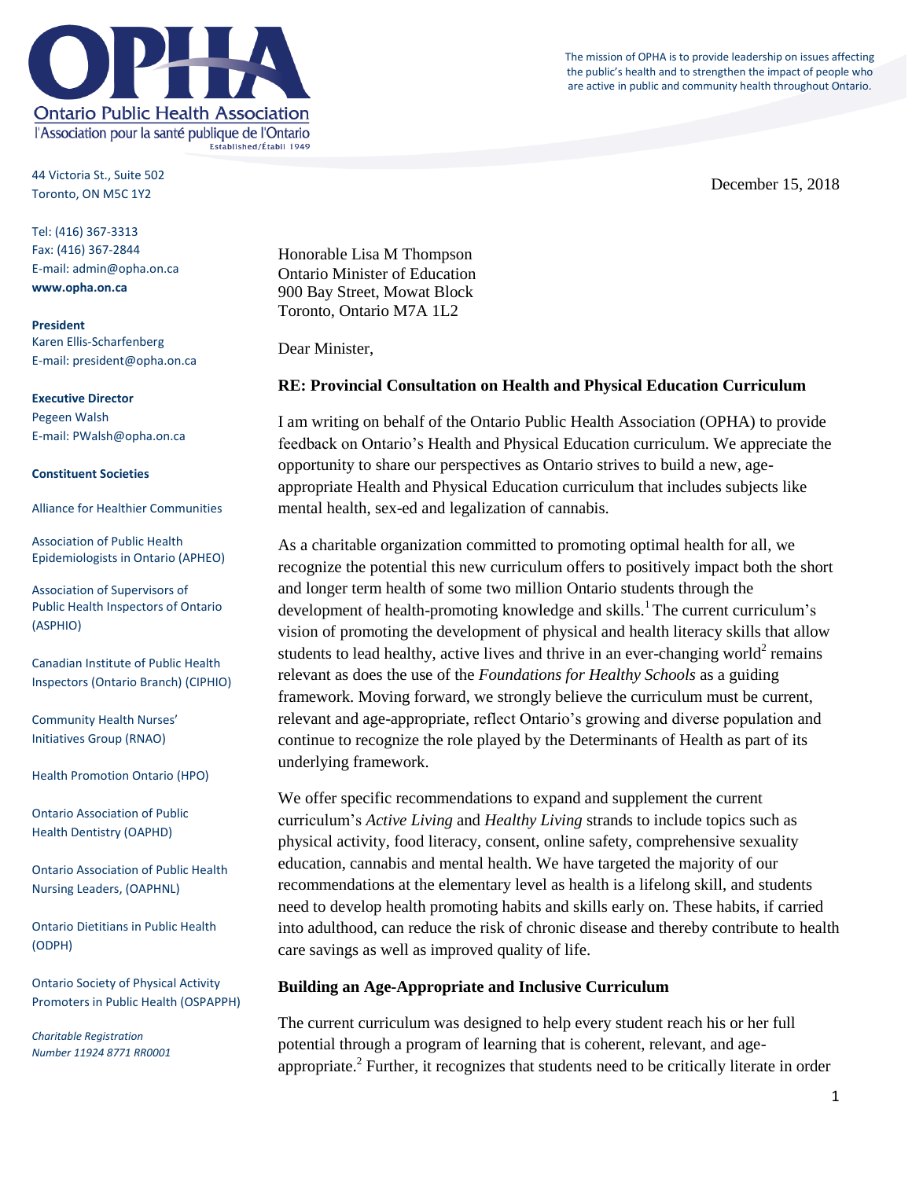# OPHA

Ontario Public Health Association

l'Association pour la santé publique de l'Ontario

Established/Établi 1949

The mission of OPHA is to provide leadership on issues affecting the public's health and to strengthen the impact of people who are active in public and community health throughout Ontario.

44 Victoria St., Suite 502
Toronto, ON M5C 1Y2

Tel: (416) 367-3313
Fax: (416) 367-2844
E-mail: admin@opha.on.ca
**www.opha.on.ca**

**President**
Karen Ellis-Scharfenberg
E-mail: president@opha.on.ca

**Executive Director**
Pegeen Walsh
E-mail: PWalsh@opha.on.ca

**Constituent Societies**

Alliance for Healthier Communities

Association of Public Health Epidemiologists in Ontario (APHEO)

Association of Supervisors of Public Health Inspectors of Ontario (ASPHIO)

Canadian Institute of Public Health Inspectors (Ontario Branch) (CIPHIO)

Community Health Nurses' Initiatives Group (RNAO)

Health Promotion Ontario (HPO)

Ontario Association of Public Health Dentistry (OAPHD)

Ontario Association of Public Health Nursing Leaders, (OAPHNL)

Ontario Dietitians in Public Health (ODPH)

Ontario Society of Physical Activity Promoters in Public Health (OSPAPPH)

*Charitable Registration Number 11924 8771 RR0001*

December 15, 2018

Honorable Lisa M Thompson
Ontario Minister of Education
900 Bay Street, Mowat Block
Toronto, Ontario M7A 1L2

Dear Minister,

**RE: Provincial Consultation on Health and Physical Education Curriculum**

I am writing on behalf of the Ontario Public Health Association (OPHA) to provide feedback on Ontario's Health and Physical Education curriculum. We appreciate the opportunity to share our perspectives as Ontario strives to build a new, age-appropriate Health and Physical Education curriculum that includes subjects like mental health, sex-ed and legalization of cannabis.

As a charitable organization committed to promoting optimal health for all, we recognize the potential this new curriculum offers to positively impact both the short and longer term health of some two million Ontario students through the development of health-promoting knowledge and skills.[1] The current curriculum's vision of promoting the development of physical and health literacy skills that allow students to lead healthy, active lives and thrive in an ever-changing world[2] remains relevant as does the use of the *Foundations for Healthy Schools* as a guiding framework. Moving forward, we strongly believe the curriculum must be current, relevant and age-appropriate, reflect Ontario's growing and diverse population and continue to recognize the role played by the Determinants of Health as part of its underlying framework.

We offer specific recommendations to expand and supplement the current curriculum's *Active Living* and *Healthy Living* strands to include topics such as physical activity, food literacy, consent, online safety, comprehensive sexuality education, cannabis and mental health. We have targeted the majority of our recommendations at the elementary level as health is a lifelong skill, and students need to develop health promoting habits and skills early on. These habits, if carried into adulthood, can reduce the risk of chronic disease and thereby contribute to health care savings as well as improved quality of life.

**Building an Age-Appropriate and Inclusive Curriculum**

The current curriculum was designed to help every student reach his or her full potential through a program of learning that is coherent, relevant, and age-appropriate.[2] Further, it recognizes that students need to be critically literate in order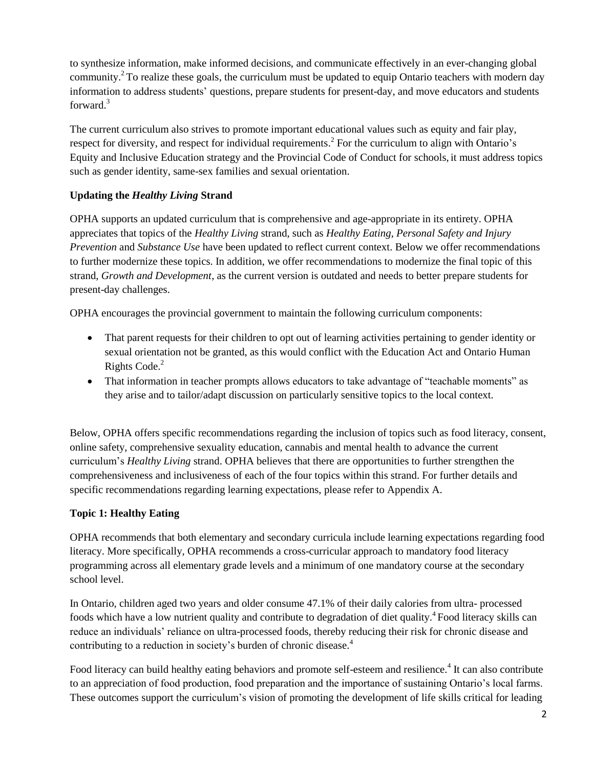to synthesize information, make informed decisions, and communicate effectively in an ever-changing global community.[2] To realize these goals, the curriculum must be updated to equip Ontario teachers with modern day information to address students' questions, prepare students for present-day, and move educators and students forward.[3]

The current curriculum also strives to promote important educational values such as equity and fair play, respect for diversity, and respect for individual requirements.[2] For the curriculum to align with Ontario's Equity and Inclusive Education strategy and the Provincial Code of Conduct for schools, it must address topics such as gender identity, same-sex families and sexual orientation.

**Updating the *Healthy Living* Strand**

OPHA supports an updated curriculum that is comprehensive and age-appropriate in its entirety. OPHA appreciates that topics of the *Healthy Living* strand, such as *Healthy Eating*, *Personal Safety and Injury Prevention* and *Substance Use* have been updated to reflect current context. Below we offer recommendations to further modernize these topics. In addition, we offer recommendations to modernize the final topic of this strand, *Growth and Development*, as the current version is outdated and needs to better prepare students for present-day challenges.

OPHA encourages the provincial government to maintain the following curriculum components:

- That parent requests for their children to opt out of learning activities pertaining to gender identity or sexual orientation not be granted, as this would conflict with the Education Act and Ontario Human Rights Code.[2]
- That information in teacher prompts allows educators to take advantage of "teachable moments" as they arise and to tailor/adapt discussion on particularly sensitive topics to the local context.

Below, OPHA offers specific recommendations regarding the inclusion of topics such as food literacy, consent, online safety, comprehensive sexuality education, cannabis and mental health to advance the current curriculum's *Healthy Living* strand. OPHA believes that there are opportunities to further strengthen the comprehensiveness and inclusiveness of each of the four topics within this strand. For further details and specific recommendations regarding learning expectations, please refer to Appendix A.

**Topic 1: Healthy Eating**

OPHA recommends that both elementary and secondary curricula include learning expectations regarding food literacy. More specifically, OPHA recommends a cross-curricular approach to mandatory food literacy programming across all elementary grade levels and a minimum of one mandatory course at the secondary school level.

In Ontario, children aged two years and older consume 47.1% of their daily calories from ultra- processed foods which have a low nutrient quality and contribute to degradation of diet quality.[4] Food literacy skills can reduce an individuals' reliance on ultra-processed foods, thereby reducing their risk for chronic disease and contributing to a reduction in society's burden of chronic disease.[4]

Food literacy can build healthy eating behaviors and promote self-esteem and resilience.[4] It can also contribute to an appreciation of food production, food preparation and the importance of sustaining Ontario's local farms. These outcomes support the curriculum's vision of promoting the development of life skills critical for leading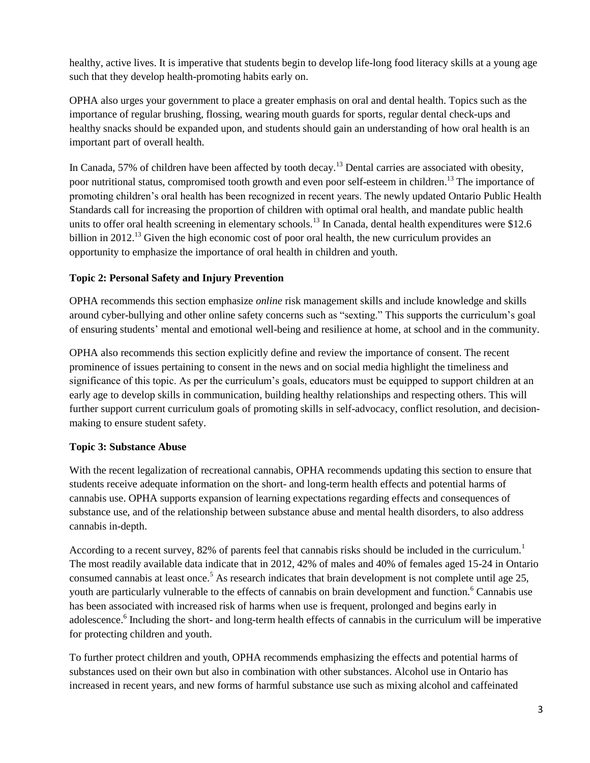healthy, active lives. It is imperative that students begin to develop life-long food literacy skills at a young age such that they develop health-promoting habits early on.

OPHA also urges your government to place a greater emphasis on oral and dental health. Topics such as the importance of regular brushing, flossing, wearing mouth guards for sports, regular dental check-ups and healthy snacks should be expanded upon, and students should gain an understanding of how oral health is an important part of overall health.

In Canada, 57% of children have been affected by tooth decay.[13] Dental carries are associated with obesity, poor nutritional status, compromised tooth growth and even poor self-esteem in children.[13] The importance of promoting children's oral health has been recognized in recent years. The newly updated Ontario Public Health Standards call for increasing the proportion of children with optimal oral health, and mandate public health units to offer oral health screening in elementary schools.[13] In Canada, dental health expenditures were $12.6 billion in 2012.[13] Given the high economic cost of poor oral health, the new curriculum provides an opportunity to emphasize the importance of oral health in children and youth.

**Topic 2: Personal Safety and Injury Prevention**

OPHA recommends this section emphasize *online* risk management skills and include knowledge and skills around cyber-bullying and other online safety concerns such as "sexting." This supports the curriculum's goal of ensuring students' mental and emotional well-being and resilience at home, at school and in the community.

OPHA also recommends this section explicitly define and review the importance of consent. The recent prominence of issues pertaining to consent in the news and on social media highlight the timeliness and significance of this topic. As per the curriculum's goals, educators must be equipped to support children at an early age to develop skills in communication, building healthy relationships and respecting others. This will further support current curriculum goals of promoting skills in self-advocacy, conflict resolution, and decision-making to ensure student safety.

**Topic 3: Substance Abuse**

With the recent legalization of recreational cannabis, OPHA recommends updating this section to ensure that students receive adequate information on the short- and long-term health effects and potential harms of cannabis use. OPHA supports expansion of learning expectations regarding effects and consequences of substance use, and of the relationship between substance abuse and mental health disorders, to also address cannabis in-depth.

According to a recent survey, 82% of parents feel that cannabis risks should be included in the curriculum.[1] The most readily available data indicate that in 2012, 42% of males and 40% of females aged 15-24 in Ontario consumed cannabis at least once.[5] As research indicates that brain development is not complete until age 25, youth are particularly vulnerable to the effects of cannabis on brain development and function.[6] Cannabis use has been associated with increased risk of harms when use is frequent, prolonged and begins early in adolescence.[6] Including the short- and long-term health effects of cannabis in the curriculum will be imperative for protecting children and youth.

To further protect children and youth, OPHA recommends emphasizing the effects and potential harms of substances used on their own but also in combination with other substances. Alcohol use in Ontario has increased in recent years, and new forms of harmful substance use such as mixing alcohol and caffeinated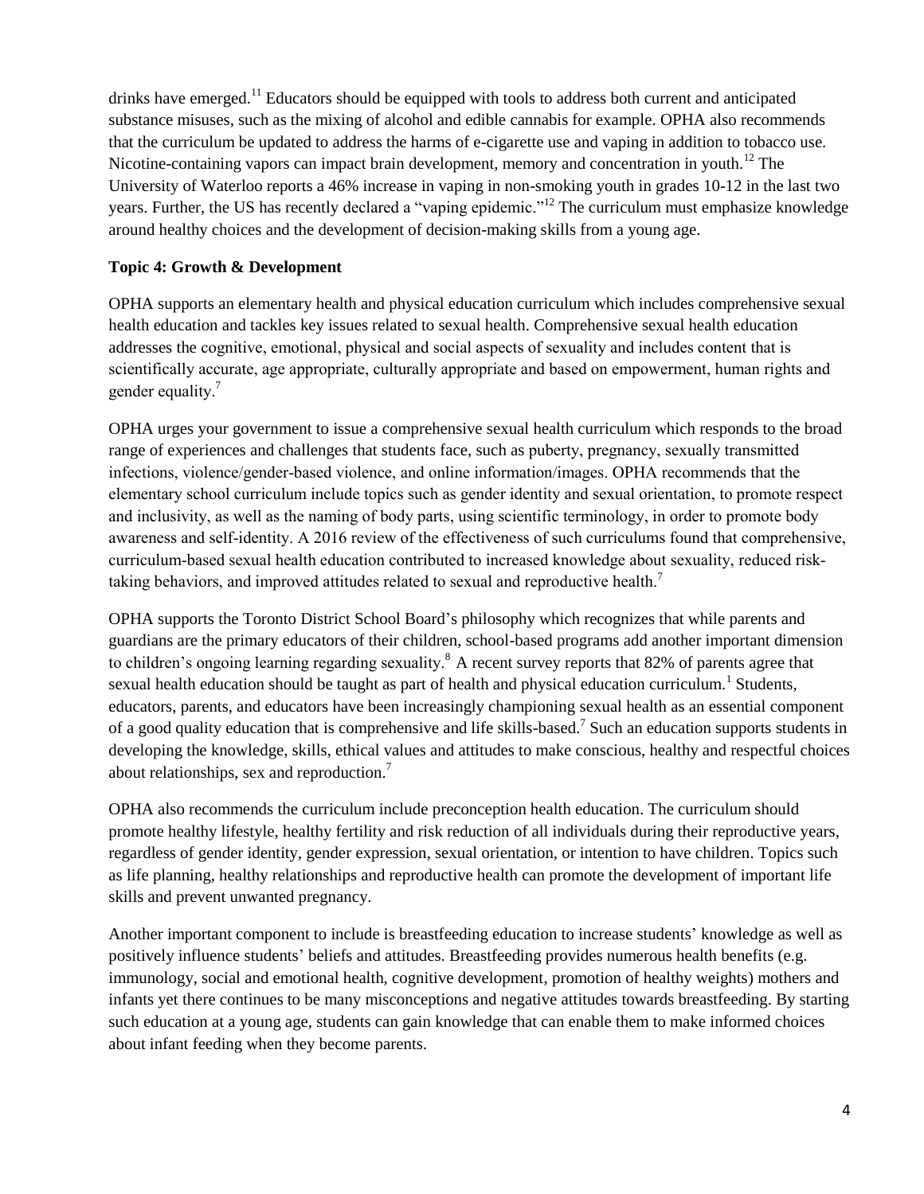drinks have emerged.[11] Educators should be equipped with tools to address both current and anticipated substance misuses, such as the mixing of alcohol and edible cannabis for example. OPHA also recommends that the curriculum be updated to address the harms of e-cigarette use and vaping in addition to tobacco use. Nicotine-containing vapors can impact brain development, memory and concentration in youth.[12] The University of Waterloo reports a 46% increase in vaping in non-smoking youth in grades 10-12 in the last two years. Further, the US has recently declared a "vaping epidemic."[12] The curriculum must emphasize knowledge around healthy choices and the development of decision-making skills from a young age.

**Topic 4: Growth & Development**

OPHA supports an elementary health and physical education curriculum which includes comprehensive sexual health education and tackles key issues related to sexual health. Comprehensive sexual health education addresses the cognitive, emotional, physical and social aspects of sexuality and includes content that is scientifically accurate, age appropriate, culturally appropriate and based on empowerment, human rights and gender equality.[7]

OPHA urges your government to issue a comprehensive sexual health curriculum which responds to the broad range of experiences and challenges that students face, such as puberty, pregnancy, sexually transmitted infections, violence/gender-based violence, and online information/images. OPHA recommends that the elementary school curriculum include topics such as gender identity and sexual orientation, to promote respect and inclusivity, as well as the naming of body parts, using scientific terminology, in order to promote body awareness and self-identity. A 2016 review of the effectiveness of such curriculums found that comprehensive, curriculum-based sexual health education contributed to increased knowledge about sexuality, reduced risk-taking behaviors, and improved attitudes related to sexual and reproductive health.[7]

OPHA supports the Toronto District School Board's philosophy which recognizes that while parents and guardians are the primary educators of their children, school-based programs add another important dimension to children's ongoing learning regarding sexuality.[8] A recent survey reports that 82% of parents agree that sexual health education should be taught as part of health and physical education curriculum.[1] Students, educators, parents, and educators have been increasingly championing sexual health as an essential component of a good quality education that is comprehensive and life skills-based.[7] Such an education supports students in developing the knowledge, skills, ethical values and attitudes to make conscious, healthy and respectful choices about relationships, sex and reproduction.[7]

OPHA also recommends the curriculum include preconception health education. The curriculum should promote healthy lifestyle, healthy fertility and risk reduction of all individuals during their reproductive years, regardless of gender identity, gender expression, sexual orientation, or intention to have children. Topics such as life planning, healthy relationships and reproductive health can promote the development of important life skills and prevent unwanted pregnancy.

Another important component to include is breastfeeding education to increase students' knowledge as well as positively influence students' beliefs and attitudes. Breastfeeding provides numerous health benefits (e.g. immunology, social and emotional health, cognitive development, promotion of healthy weights) mothers and infants yet there continues to be many misconceptions and negative attitudes towards breastfeeding. By starting such education at a young age, students can gain knowledge that can enable them to make informed choices about infant feeding when they become parents.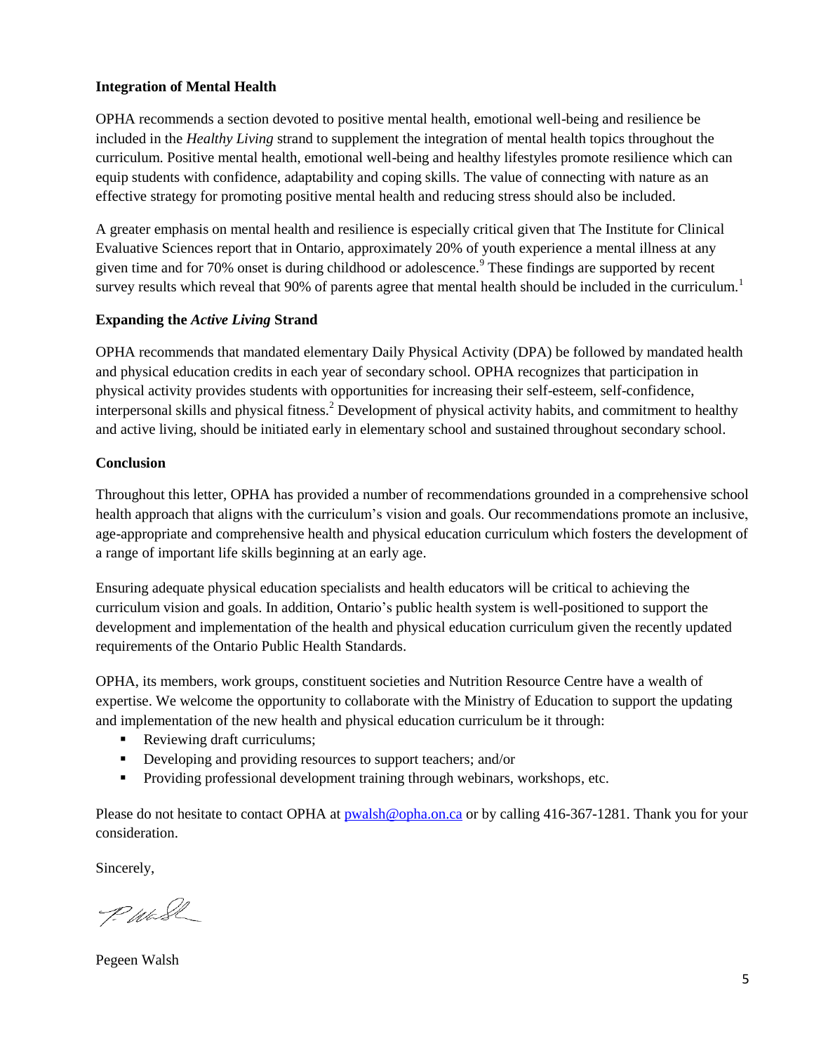**Integration of Mental Health**

OPHA recommends a section devoted to positive mental health, emotional well-being and resilience be included in the *Healthy Living* strand to supplement the integration of mental health topics throughout the curriculum. Positive mental health, emotional well-being and healthy lifestyles promote resilience which can equip students with confidence, adaptability and coping skills. The value of connecting with nature as an effective strategy for promoting positive mental health and reducing stress should also be included.

A greater emphasis on mental health and resilience is especially critical given that The Institute for Clinical Evaluative Sciences report that in Ontario, approximately 20% of youth experience a mental illness at any given time and for 70% onset is during childhood or adolescence.[9] These findings are supported by recent survey results which reveal that 90% of parents agree that mental health should be included in the curriculum.[1]

**Expanding the *Active Living* Strand**

OPHA recommends that mandated elementary Daily Physical Activity (DPA) be followed by mandated health and physical education credits in each year of secondary school. OPHA recognizes that participation in physical activity provides students with opportunities for increasing their self-esteem, self-confidence, interpersonal skills and physical fitness.[2] Development of physical activity habits, and commitment to healthy and active living, should be initiated early in elementary school and sustained throughout secondary school.

**Conclusion**

Throughout this letter, OPHA has provided a number of recommendations grounded in a comprehensive school health approach that aligns with the curriculum's vision and goals. Our recommendations promote an inclusive, age-appropriate and comprehensive health and physical education curriculum which fosters the development of a range of important life skills beginning at an early age.

Ensuring adequate physical education specialists and health educators will be critical to achieving the curriculum vision and goals. In addition, Ontario's public health system is well-positioned to support the development and implementation of the health and physical education curriculum given the recently updated requirements of the Ontario Public Health Standards.

OPHA, its members, work groups, constituent societies and Nutrition Resource Centre have a wealth of expertise. We welcome the opportunity to collaborate with the Ministry of Education to support the updating and implementation of the new health and physical education curriculum be it through:

- Reviewing draft curriculums;
- Developing and providing resources to support teachers; and/or
- Providing professional development training through webinars, workshops, etc.

Please do not hesitate to contact OPHA at pwalsh@opha.on.ca or by calling 416-367-1281. Thank you for your consideration.

Sincerely,

Pegeen Walsh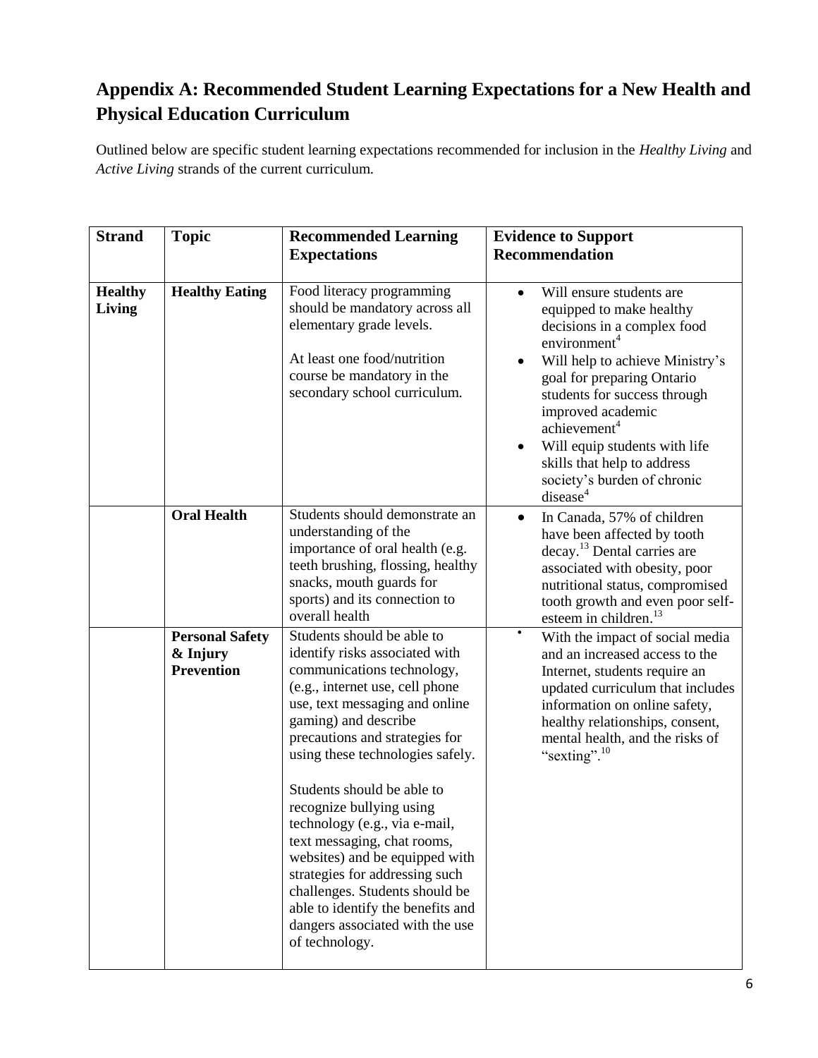## Appendix A: Recommended Student Learning Expectations for a New Health and Physical Education Curriculum

Outlined below are specific student learning expectations recommended for inclusion in the *Healthy Living* and *Active Living* strands of the current curriculum.

| Strand | Topic | Recommended Learning Expectations | Evidence to Support Recommendation |
|---|---|---|---|
| **Healthy Living** | **Healthy Eating** | Food literacy programming should be mandatory across all elementary grade levels.<br><br>At least one food/nutrition course be mandatory in the secondary school curriculum. | • Will ensure students are equipped to make healthy decisions in a complex food environment[4]<br>• Will help to achieve Ministry's goal for preparing Ontario students for success through improved academic achievement[4]<br>• Will equip students with life skills that help to address society's burden of chronic disease[4] |
| | **Oral Health** | Students should demonstrate an understanding of the importance of oral health (e.g. teeth brushing, flossing, healthy snacks, mouth guards for sports) and its connection to overall health | • In Canada, 57% of children have been affected by tooth decay.[13] Dental carries are associated with obesity, poor nutritional status, compromised tooth growth and even poor self-esteem in children.[13] |
| | **Personal Safety & Injury Prevention** | Students should be able to identify risks associated with communications technology, (e.g., internet use, cell phone use, text messaging and online gaming) and describe precautions and strategies for using these technologies safely.<br><br>Students should be able to recognize bullying using technology (e.g., via e-mail, text messaging, chat rooms, websites) and be equipped with strategies for addressing such challenges. Students should be able to identify the benefits and dangers associated with the use of technology. | • With the impact of social media and an increased access to the Internet, students require an updated curriculum that includes information on online safety, healthy relationships, consent, mental health, and the risks of "sexting".[10] |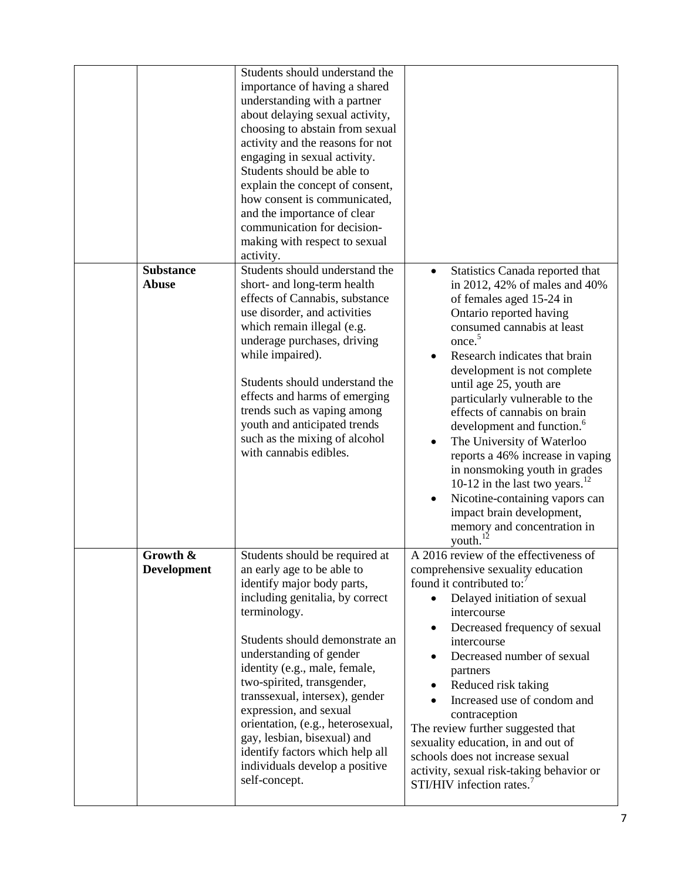|  |  |  |  |
|---|---|---|---|
|  |  | Students should understand the importance of having a shared understanding with a partner about delaying sexual activity, choosing to abstain from sexual activity and the reasons for not engaging in sexual activity.<br>Students should be able to explain the concept of consent, how consent is communicated, and the importance of clear communication for decision-making with respect to sexual activity. |  |
|  | **Substance Abuse** | Students should understand the short- and long-term health effects of Cannabis, substance use disorder, and activities which remain illegal (e.g. underage purchases, driving while impaired).<br><br>Students should understand the effects and harms of emerging trends such as vaping among youth and anticipated trends such as the mixing of alcohol with cannabis edibles. | • Statistics Canada reported that in 2012, 42% of males and 40% of females aged 15-24 in Ontario reported having consumed cannabis at least once.[5]<br>• Research indicates that brain development is not complete until age 25, youth are particularly vulnerable to the effects of cannabis on brain development and function.[6]<br>• The University of Waterloo reports a 46% increase in vaping in nonsmoking youth in grades 10-12 in the last two years.[12]<br>• Nicotine-containing vapors can impact brain development, memory and concentration in youth.[12] |
|  | **Growth & Development** | Students should be required at an early age to be able to identify major body parts, including genitalia, by correct terminology.<br><br>Students should demonstrate an understanding of gender identity (e.g., male, female, two-spirited, transgender, transsexual, intersex), gender expression, and sexual orientation, (e.g., heterosexual, gay, lesbian, bisexual) and identify factors which help all individuals develop a positive self-concept. | A 2016 review of the effectiveness of comprehensive sexuality education found it contributed to:[7]<br>• Delayed initiation of sexual intercourse<br>• Decreased frequency of sexual intercourse<br>• Decreased number of sexual partners<br>• Reduced risk taking<br>• Increased use of condom and contraception<br>The review further suggested that sexuality education, in and out of schools does not increase sexual activity, sexual risk-taking behavior or STI/HIV infection rates.[7] |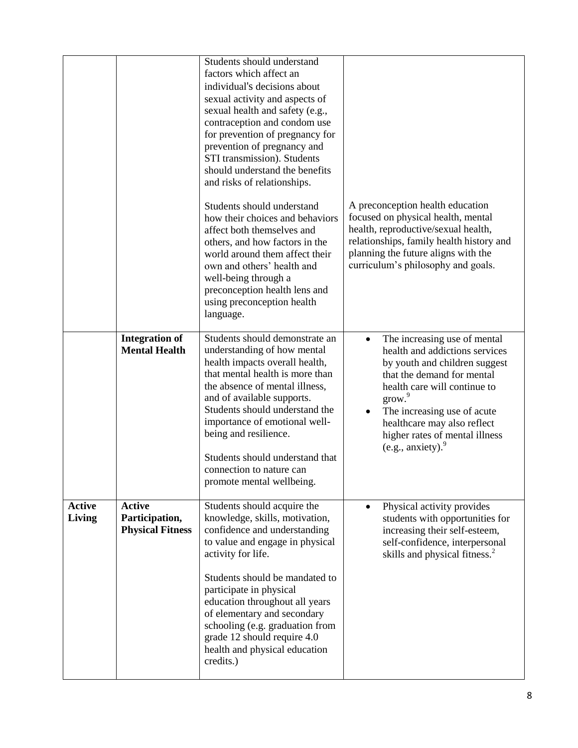| | | | |
|---|---|---|---|
| | | Students should understand factors which affect an individual's decisions about sexual activity and aspects of sexual health and safety (e.g., contraception and condom use for prevention of pregnancy for prevention of pregnancy and STI transmission). Students should understand the benefits and risks of relationships.<br><br>Students should understand how their choices and behaviors affect both themselves and others, and how factors in the world around them affect their own and others' health and well-being through a preconception health lens and using preconception health language. | A preconception health education focused on physical health, mental health, reproductive/sexual health, relationships, family health history and planning the future aligns with the curriculum's philosophy and goals. |
| | **Integration of Mental Health** | Students should demonstrate an understanding of how mental health impacts overall health, that mental health is more than the absence of mental illness, and of available supports. Students should understand the importance of emotional well-being and resilience.<br><br>Students should understand that connection to nature can promote mental wellbeing. | • The increasing use of mental health and addictions services by youth and children suggest that the demand for mental health care will continue to grow.[9]<br>• The increasing use of acute healthcare may also reflect higher rates of mental illness (e.g., anxiety).[9] |
| **Active Living** | **Active Participation, Physical Fitness** | Students should acquire the knowledge, skills, motivation, confidence and understanding to value and engage in physical activity for life.<br><br>Students should be mandated to participate in physical education throughout all years of elementary and secondary schooling (e.g. graduation from grade 12 should require 4.0 health and physical education credits.) | • Physical activity provides students with opportunities for increasing their self-esteem, self-confidence, interpersonal skills and physical fitness.[2] |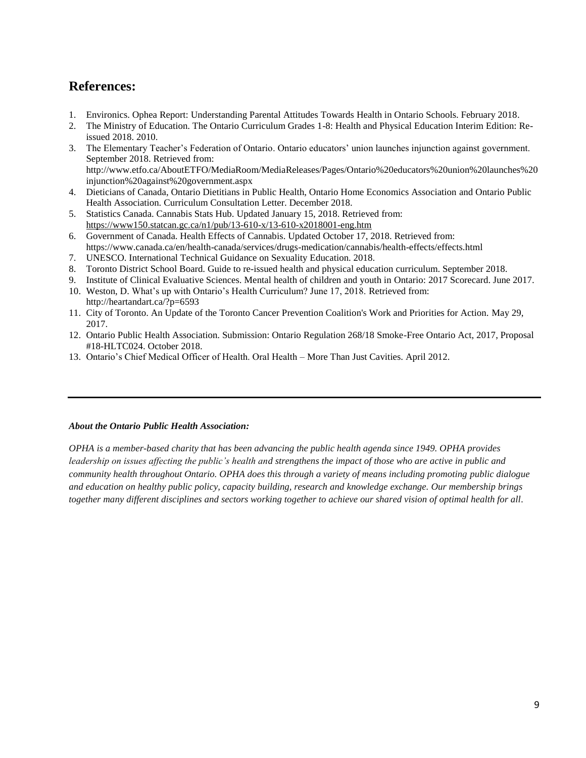## References:

1. Environics. Ophea Report: Understanding Parental Attitudes Towards Health in Ontario Schools. February 2018.
2. The Ministry of Education. The Ontario Curriculum Grades 1-8: Health and Physical Education Interim Edition: Re-issued 2018. 2010.
3. The Elementary Teacher's Federation of Ontario. Ontario educators' union launches injunction against government. September 2018. Retrieved from: http://www.etfo.ca/AboutETFO/MediaRoom/MediaReleases/Pages/Ontario%20educators%20union%20launches%20injunction%20against%20government.aspx
4. Dieticians of Canada, Ontario Dietitians in Public Health, Ontario Home Economics Association and Ontario Public Health Association. Curriculum Consultation Letter. December 2018.
5. Statistics Canada. Cannabis Stats Hub. Updated January 15, 2018. Retrieved from: https://www150.statcan.gc.ca/n1/pub/13-610-x/13-610-x2018001-eng.htm
6. Government of Canada. Health Effects of Cannabis. Updated October 17, 2018. Retrieved from: https://www.canada.ca/en/health-canada/services/drugs-medication/cannabis/health-effects/effects.html
7. UNESCO. International Technical Guidance on Sexuality Education. 2018.
8. Toronto District School Board. Guide to re-issued health and physical education curriculum. September 2018.
9. Institute of Clinical Evaluative Sciences. Mental health of children and youth in Ontario: 2017 Scorecard. June 2017.
10. Weston, D. What's up with Ontario's Health Curriculum? June 17, 2018. Retrieved from: http://heartandart.ca/?p=6593
11. City of Toronto. An Update of the Toronto Cancer Prevention Coalition's Work and Priorities for Action. May 29, 2017.
12. Ontario Public Health Association. Submission: Ontario Regulation 268/18 Smoke-Free Ontario Act, 2017, Proposal #18-HLTC024. October 2018.
13. Ontario's Chief Medical Officer of Health. Oral Health – More Than Just Cavities. April 2012.

---

***About the Ontario Public Health Association:***

*OPHA is a member-based charity that has been advancing the public health agenda since 1949. OPHA provides leadership on issues affecting the public's health and strengthens the impact of those who are active in public and community health throughout Ontario. OPHA does this through a variety of means including promoting public dialogue and education on healthy public policy, capacity building, research and knowledge exchange. Our membership brings together many different disciplines and sectors working together to achieve our shared vision of optimal health for all.*